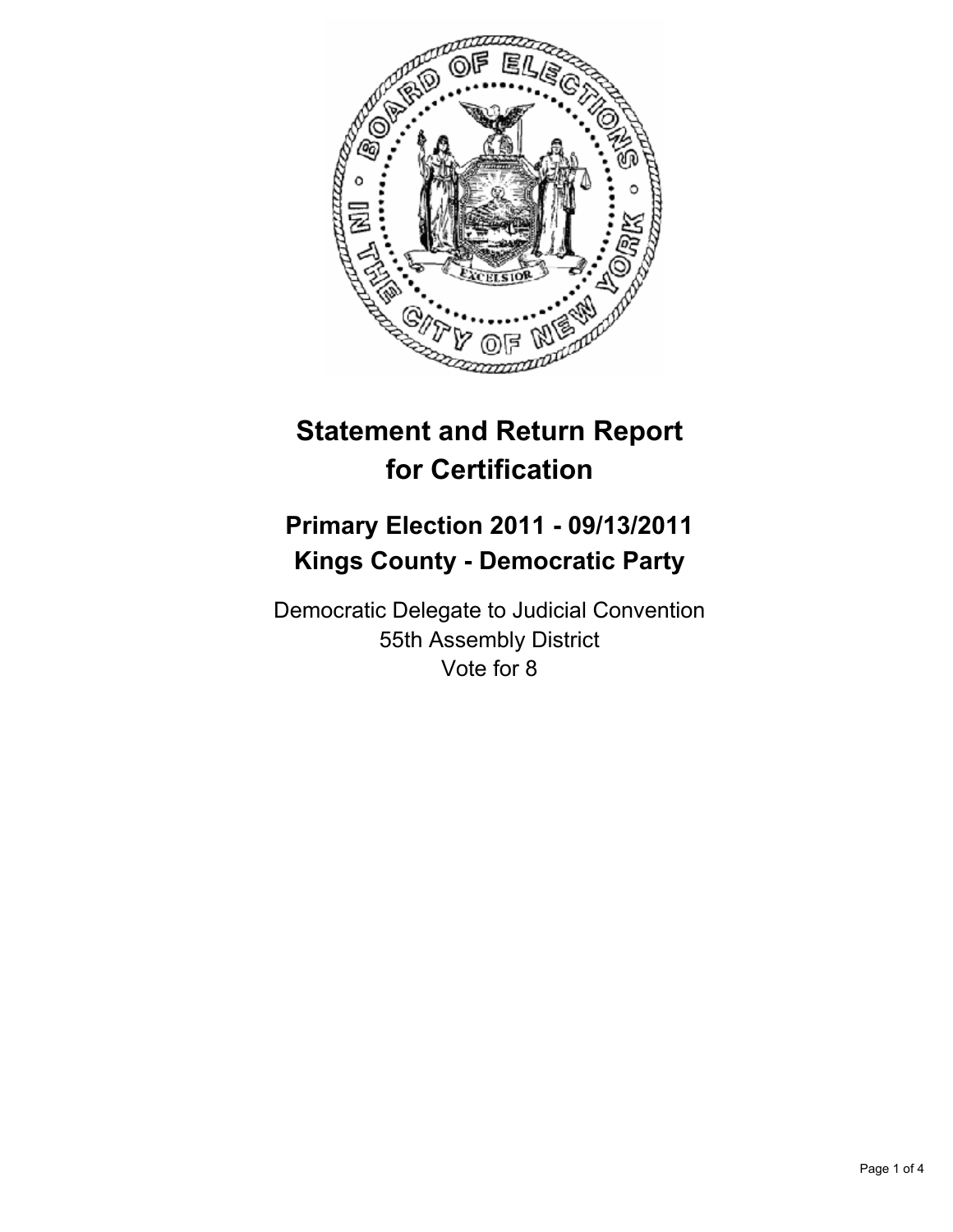# Statement and Return Report for Certification

## Primary Election 2011 - 09/13/2011
## Kings County - Democratic Party

Democratic Delegate to Judicial Convention
55th Assembly District
Vote for 8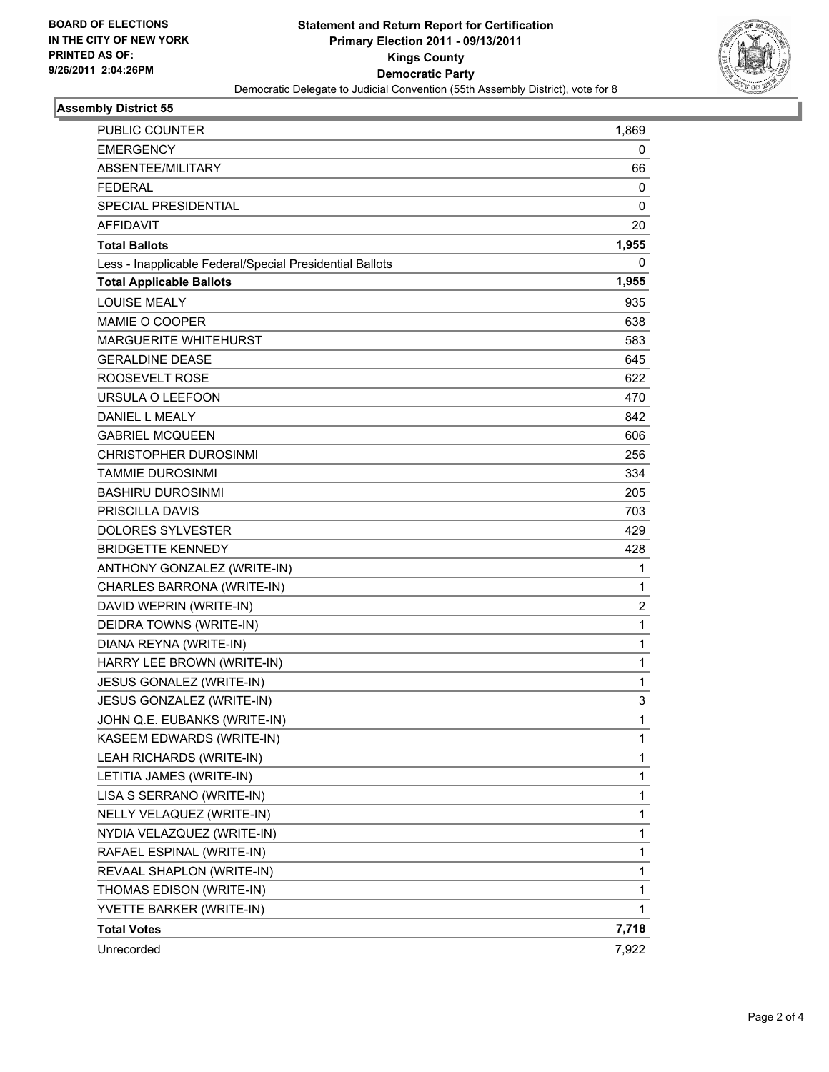**BOARD OF ELECTIONS IN THE CITY OF NEW YORK PRINTED AS OF: 9/26/2011 2:04:26PM**

# Statement and Return Report for Certification
## Primary Election 2011 - 09/13/2011
## Kings County
## Democratic Party
Democratic Delegate to Judicial Convention (55th Assembly District), vote for 8

### Assembly District 55

| | |
|---|---|
| PUBLIC COUNTER | 1,869 |
| EMERGENCY | 0 |
| ABSENTEE/MILITARY | 66 |
| FEDERAL | 0 |
| SPECIAL PRESIDENTIAL | 0 |
| AFFIDAVIT | 20 |
| **Total Ballots** | **1,955** |
| Less - Inapplicable Federal/Special Presidential Ballots | 0 |
| **Total Applicable Ballots** | **1,955** |
| LOUISE MEALY | 935 |
| MAMIE O COOPER | 638 |
| MARGUERITE WHITEHURST | 583 |
| GERALDINE DEASE | 645 |
| ROOSEVELT ROSE | 622 |
| URSULA O LEEFOON | 470 |
| DANIEL L MEALY | 842 |
| GABRIEL MCQUEEN | 606 |
| CHRISTOPHER DUROSINMI | 256 |
| TAMMIE DUROSINMI | 334 |
| BASHIRU DUROSINMI | 205 |
| PRISCILLA DAVIS | 703 |
| DOLORES SYLVESTER | 429 |
| BRIDGETTE KENNEDY | 428 |
| ANTHONY GONZALEZ (WRITE-IN) | 1 |
| CHARLES BARRONA (WRITE-IN) | 1 |
| DAVID WEPRIN (WRITE-IN) | 2 |
| DEIDRA TOWNS (WRITE-IN) | 1 |
| DIANA REYNA (WRITE-IN) | 1 |
| HARRY LEE BROWN (WRITE-IN) | 1 |
| JESUS GONALEZ (WRITE-IN) | 1 |
| JESUS GONZALEZ (WRITE-IN) | 3 |
| JOHN Q.E. EUBANKS (WRITE-IN) | 1 |
| KASEEM EDWARDS (WRITE-IN) | 1 |
| LEAH RICHARDS (WRITE-IN) | 1 |
| LETITIA JAMES (WRITE-IN) | 1 |
| LISA S SERRANO (WRITE-IN) | 1 |
| NELLY VELAQUEZ (WRITE-IN) | 1 |
| NYDIA VELAZQUEZ (WRITE-IN) | 1 |
| RAFAEL ESPINAL (WRITE-IN) | 1 |
| REVAAL SHAPLON (WRITE-IN) | 1 |
| THOMAS EDISON (WRITE-IN) | 1 |
| YVETTE BARKER (WRITE-IN) | 1 |
| **Total Votes** | **7,718** |
| Unrecorded | 7,922 |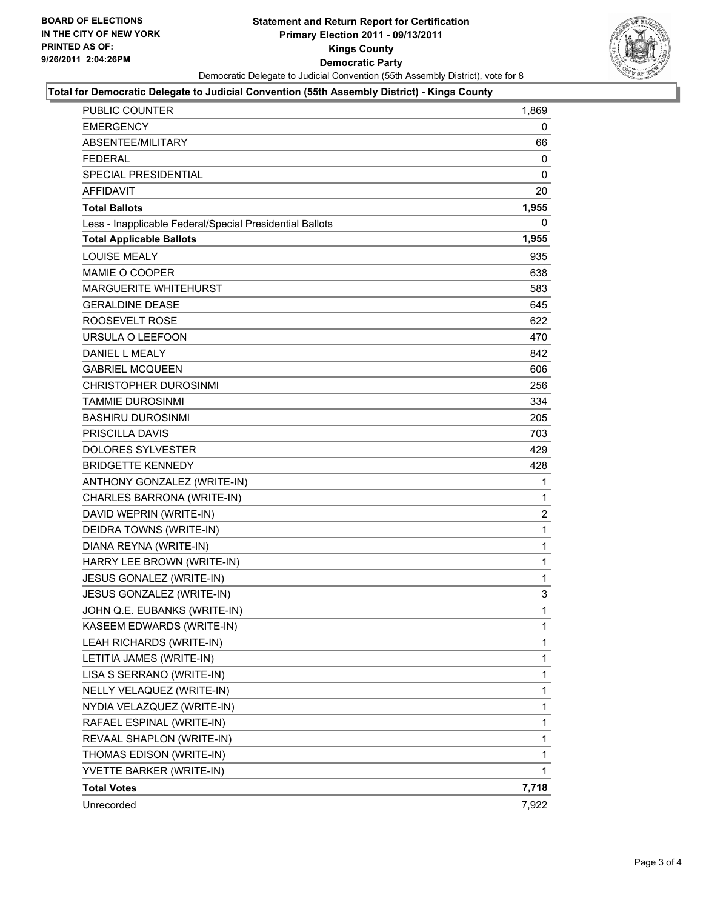BOARD OF ELECTIONS
IN THE CITY OF NEW YORK
PRINTED AS OF:
9/26/2011 2:04:26PM

**Statement and Return Report for Certification**
**Primary Election 2011 - 09/13/2011**
**Kings County**
**Democratic Party**
Democratic Delegate to Judicial Convention (55th Assembly District), vote for 8

**Total for Democratic Delegate to Judicial Convention (55th Assembly District) - Kings County**

| | |
|---|---|
| PUBLIC COUNTER | 1,869 |
| EMERGENCY | 0 |
| ABSENTEE/MILITARY | 66 |
| FEDERAL | 0 |
| SPECIAL PRESIDENTIAL | 0 |
| AFFIDAVIT | 20 |
| **Total Ballots** | **1,955** |
| Less - Inapplicable Federal/Special Presidential Ballots | 0 |
| **Total Applicable Ballots** | **1,955** |
| LOUISE MEALY | 935 |
| MAMIE O COOPER | 638 |
| MARGUERITE WHITEHURST | 583 |
| GERALDINE DEASE | 645 |
| ROOSEVELT ROSE | 622 |
| URSULA O LEEFOON | 470 |
| DANIEL L MEALY | 842 |
| GABRIEL MCQUEEN | 606 |
| CHRISTOPHER DUROSINMI | 256 |
| TAMMIE DUROSINMI | 334 |
| BASHIRU DUROSINMI | 205 |
| PRISCILLA DAVIS | 703 |
| DOLORES SYLVESTER | 429 |
| BRIDGETTE KENNEDY | 428 |
| ANTHONY GONZALEZ (WRITE-IN) | 1 |
| CHARLES BARRONA (WRITE-IN) | 1 |
| DAVID WEPRIN (WRITE-IN) | 2 |
| DEIDRA TOWNS (WRITE-IN) | 1 |
| DIANA REYNA (WRITE-IN) | 1 |
| HARRY LEE BROWN (WRITE-IN) | 1 |
| JESUS GONALEZ (WRITE-IN) | 1 |
| JESUS GONZALEZ (WRITE-IN) | 3 |
| JOHN Q.E. EUBANKS (WRITE-IN) | 1 |
| KASEEM EDWARDS (WRITE-IN) | 1 |
| LEAH RICHARDS (WRITE-IN) | 1 |
| LETITIA JAMES (WRITE-IN) | 1 |
| LISA S SERRANO (WRITE-IN) | 1 |
| NELLY VELAQUEZ (WRITE-IN) | 1 |
| NYDIA VELAZQUEZ (WRITE-IN) | 1 |
| RAFAEL ESPINAL (WRITE-IN) | 1 |
| REVAAL SHAPLON (WRITE-IN) | 1 |
| THOMAS EDISON (WRITE-IN) | 1 |
| YVETTE BARKER (WRITE-IN) | 1 |
| **Total Votes** | **7,718** |
| Unrecorded | 7,922 |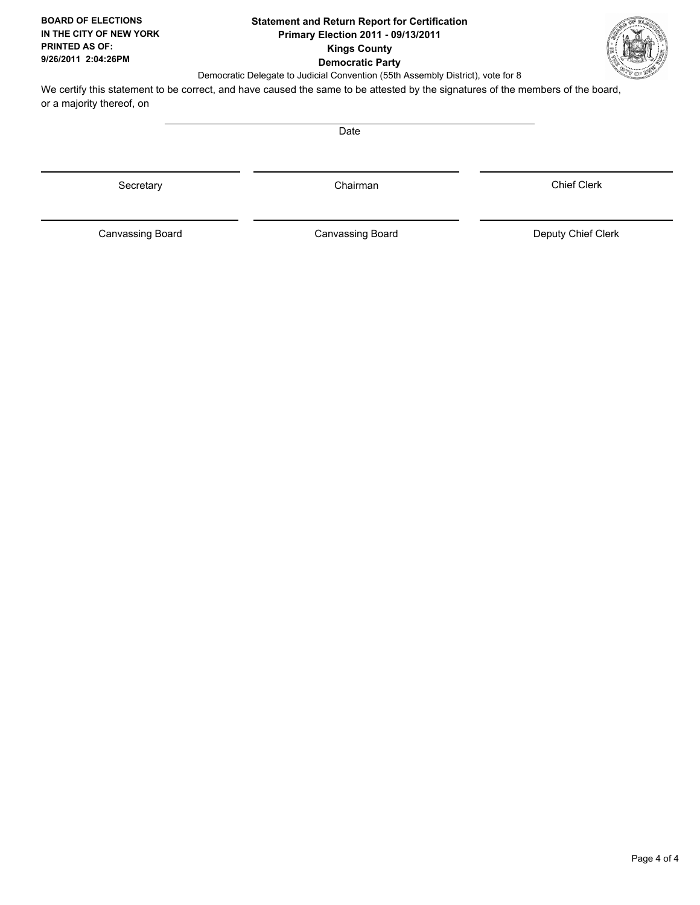**BOARD OF ELECTIONS**
**IN THE CITY OF NEW YORK**
**PRINTED AS OF:**
**9/26/2011 2:04:26PM**

**Statement and Return Report for Certification**
**Primary Election 2011 - 09/13/2011**
**Kings County**
**Democratic Party**

Democratic Delegate to Judicial Convention (55th Assembly District), vote for 8

We certify this statement to be correct, and have caused the same to be attested by the signatures of the members of the board, or a majority thereof, on

\_\_\_\_\_\_\_\_\_\_\_\_\_\_\_\_\_\_\_\_\_\_\_\_\_\_\_\_\_\_\_\_\_\_\_\_\_\_\_\_
Date

| | | |
|---|---|---|
| Secretary | Chairman | Chief Clerk |
| Canvassing Board | Canvassing Board | Deputy Chief Clerk |